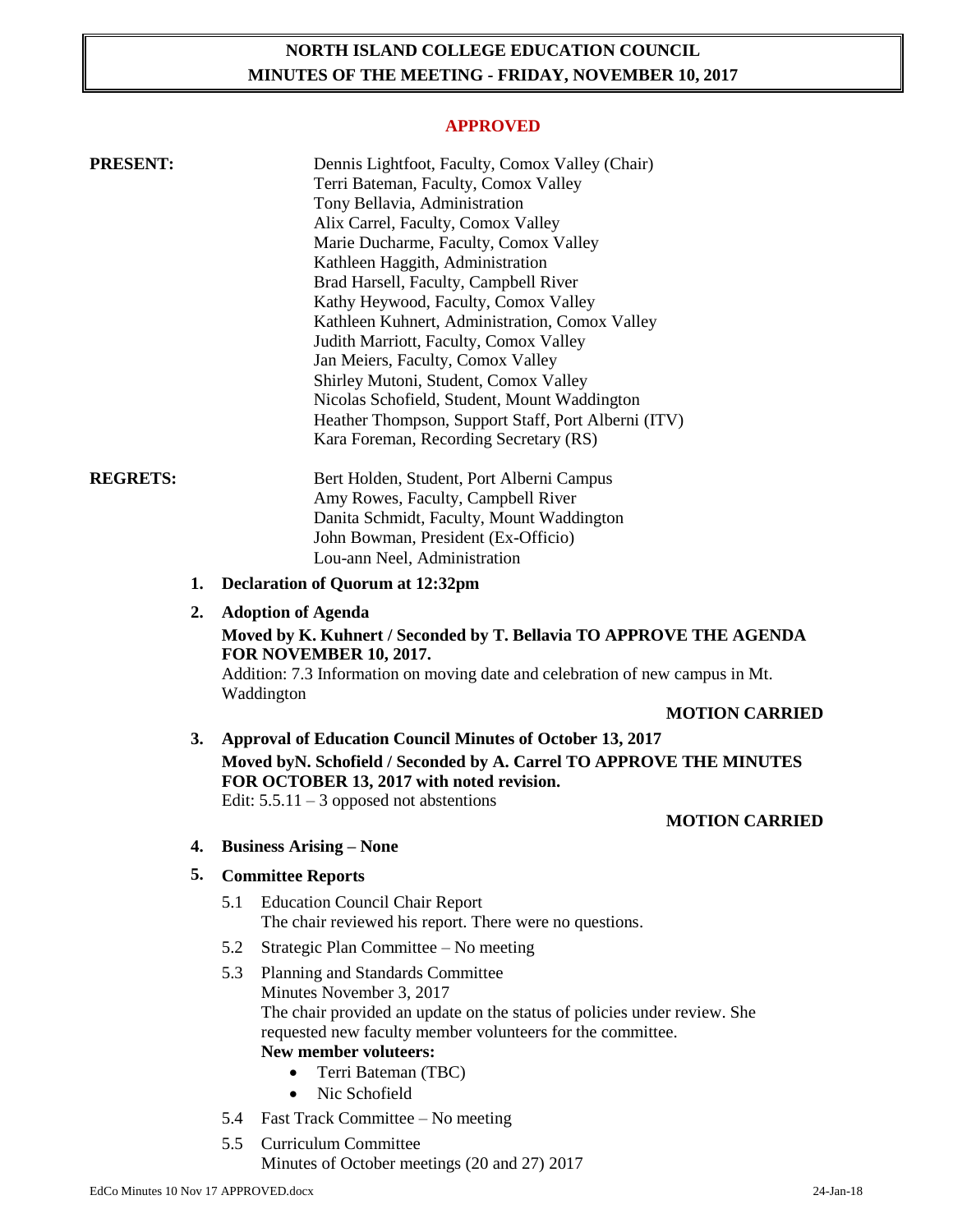# NORTH ISLAND COLLEGE EDUCATION COUNCIL
## MINUTES OF THE MEETING - FRIDAY, NOVEMBER 10, 2017

**APPROVED**

**PRESENT:**

Dennis Lightfoot, Faculty, Comox Valley (Chair)
Terri Bateman, Faculty, Comox Valley
Tony Bellavia, Administration
Alix Carrel, Faculty, Comox Valley
Marie Ducharme, Faculty, Comox Valley
Kathleen Haggith, Administration
Brad Harsell, Faculty, Campbell River
Kathy Heywood, Faculty, Comox Valley
Kathleen Kuhnert, Administration, Comox Valley
Judith Marriott, Faculty, Comox Valley
Jan Meiers, Faculty, Comox Valley
Shirley Mutoni, Student, Comox Valley
Nicolas Schofield, Student, Mount Waddington
Heather Thompson, Support Staff, Port Alberni (ITV)
Kara Foreman, Recording Secretary (RS)

**REGRETS:**

Bert Holden, Student, Port Alberni Campus
Amy Rowes, Faculty, Campbell River
Danita Schmidt, Faculty, Mount Waddington
John Bowman, President (Ex-Officio)
Lou-ann Neel, Administration

1. **Declaration of Quorum at 12:32pm**

2. **Adoption of Agenda**

   **Moved by K. Kuhnert / Seconded by T. Bellavia TO APPROVE THE AGENDA FOR NOVEMBER 10, 2017.**

   Addition: 7.3 Information on moving date and celebration of new campus in Mt. Waddington

   **MOTION CARRIED**

3. **Approval of Education Council Minutes of October 13, 2017**

   **Moved byN. Schofield / Seconded by A. Carrel TO APPROVE THE MINUTES FOR OCTOBER 13, 2017 with noted revision.**

   Edit: 5.5.11 – 3 opposed not abstentions

   **MOTION CARRIED**

4. **Business Arising – None**

5. **Committee Reports**

   5.1 Education Council Chair Report
   The chair reviewed his report. There were no questions.

   5.2 Strategic Plan Committee – No meeting

   5.3 Planning and Standards Committee
   Minutes November 3, 2017
   The chair provided an update on the status of policies under review. She requested new faculty member volunteers for the committee.
   **New member voluteers:**
   - Terri Bateman (TBC)
   - Nic Schofield

   5.4 Fast Track Committee – No meeting

   5.5 Curriculum Committee
   Minutes of October meetings (20 and 27) 2017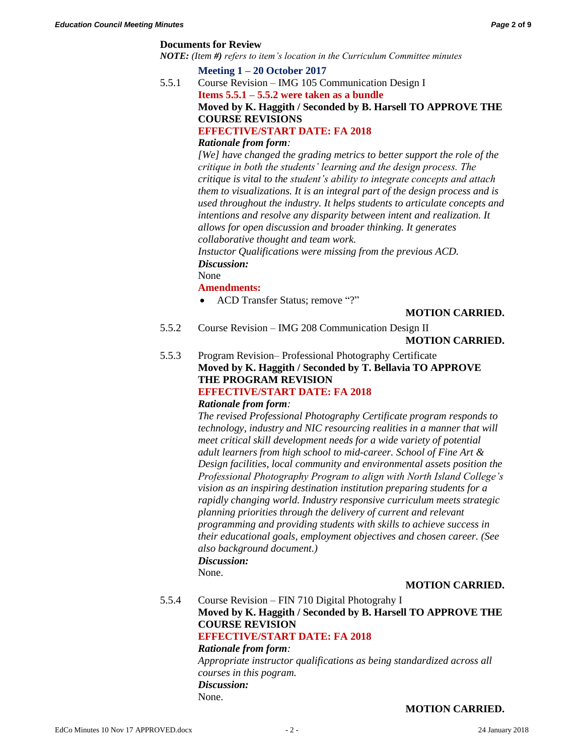**Documents for Review**

***NOTE:** (Item **#**) refers to item's location in the Curriculum Committee minutes*

**Meeting 1 – 20 October 2017**

5.5.1 Course Revision – IMG 105 Communication Design I

**Items 5.5.1 – 5.5.2 were taken as a bundle**

**Moved by K. Haggith / Seconded by B. Harsell TO APPROVE THE COURSE REVISIONS**

**EFFECTIVE/START DATE: FA 2018**

***Rationale from form:***

*[We] have changed the grading metrics to better support the role of the critique in both the students' learning and the design process. The critique is vital to the student's ability to integrate concepts and attach them to visualizations. It is an integral part of the design process and is used throughout the industry. It helps students to articulate concepts and intentions and resolve any disparity between intent and realization. It allows for open discussion and broader thinking. It generates collaborative thought and team work.*

*Instuctor Qualifications were missing from the previous ACD.*

***Discussion:***

None

**Amendments:**

- ACD Transfer Status; remove "?"

**MOTION CARRIED.**

5.5.2 Course Revision – IMG 208 Communication Design II

**MOTION CARRIED.**

5.5.3 Program Revision– Professional Photography Certificate

**Moved by K. Haggith / Seconded by T. Bellavia TO APPROVE THE PROGRAM REVISION**

**EFFECTIVE/START DATE: FA 2018**

***Rationale from form:***

*The revised Professional Photography Certificate program responds to technology, industry and NIC resourcing realities in a manner that will meet critical skill development needs for a wide variety of potential adult learners from high school to mid-career. School of Fine Art & Design facilities, local community and environmental assets position the Professional Photography Program to align with North Island College's vision as an inspiring destination institution preparing students for a rapidly changing world. Industry responsive curriculum meets strategic planning priorities through the delivery of current and relevant programming and providing students with skills to achieve success in their educational goals, employment objectives and chosen career. (See also background document.)*

***Discussion:***

None.

**MOTION CARRIED.**

5.5.4 Course Revision – FIN 710 Digital Photograhy I

**Moved by K. Haggith / Seconded by B. Harsell TO APPROVE THE COURSE REVISION**

**EFFECTIVE/START DATE: FA 2018**

***Rationale from form:***

*Appropriate instructor qualifications as being standardized across all courses in this pogram.*

***Discussion:***

None.

**MOTION CARRIED.**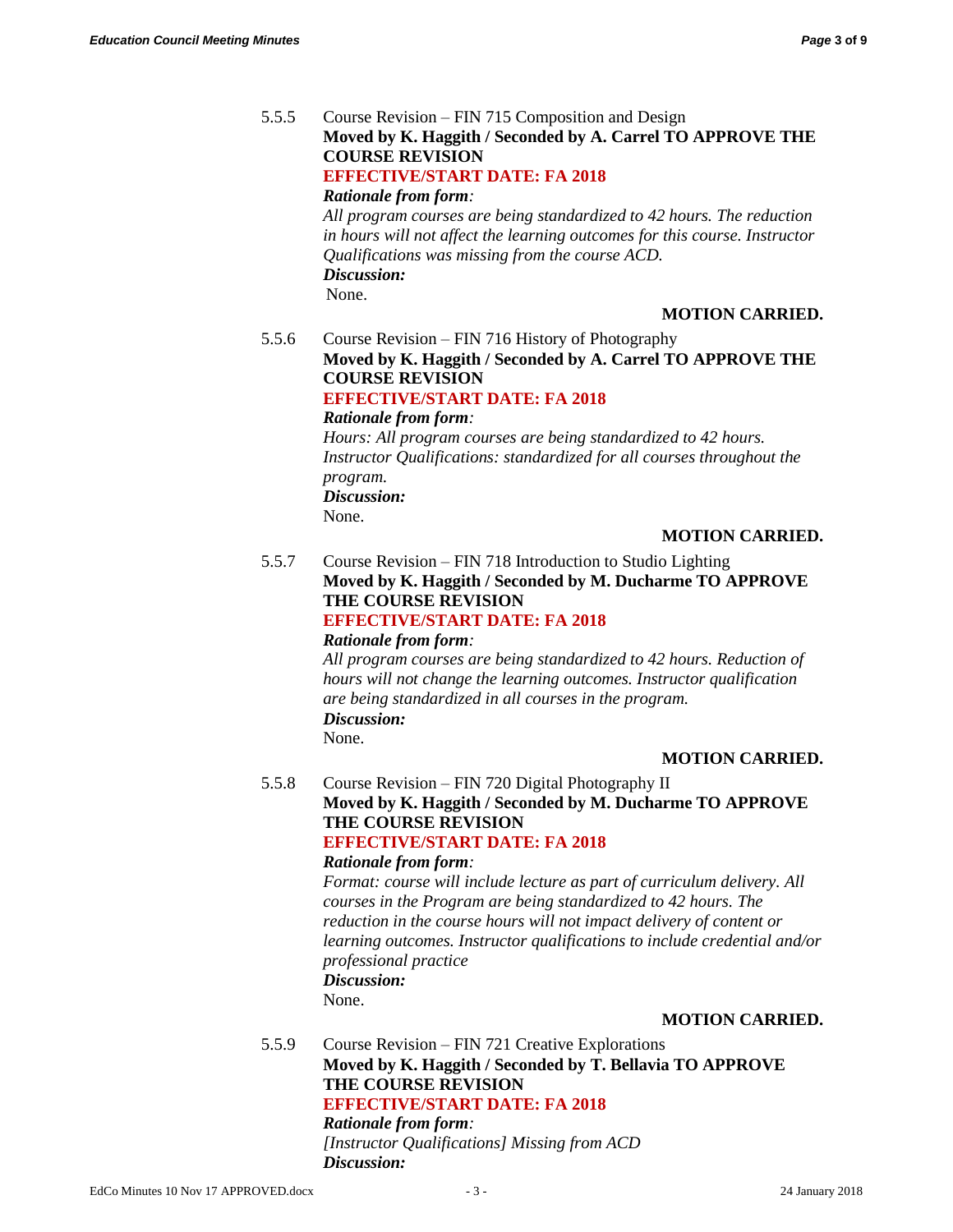5.5.5 Course Revision – FIN 715 Composition and Design

**Moved by K. Haggith / Seconded by A. Carrel TO APPROVE THE COURSE REVISION**

**EFFECTIVE/START DATE: FA 2018**

***Rationale from form:***

*All program courses are being standardized to 42 hours. The reduction in hours will not affect the learning outcomes for this course. Instructor Qualifications was missing from the course ACD.*

***Discussion:***

None.

**MOTION CARRIED.**

5.5.6 Course Revision – FIN 716 History of Photography

**Moved by K. Haggith / Seconded by A. Carrel TO APPROVE THE COURSE REVISION**

**EFFECTIVE/START DATE: FA 2018**

***Rationale from form:***

*Hours: All program courses are being standardized to 42 hours. Instructor Qualifications: standardized for all courses throughout the program.*

***Discussion:***

None.

**MOTION CARRIED.**

5.5.7 Course Revision – FIN 718 Introduction to Studio Lighting

**Moved by K. Haggith / Seconded by M. Ducharme TO APPROVE THE COURSE REVISION**

**EFFECTIVE/START DATE: FA 2018**

***Rationale from form:***

*All program courses are being standardized to 42 hours. Reduction of hours will not change the learning outcomes. Instructor qualification are being standardized in all courses in the program.*

***Discussion:***

None.

**MOTION CARRIED.**

5.5.8 Course Revision – FIN 720 Digital Photography II

**Moved by K. Haggith / Seconded by M. Ducharme TO APPROVE THE COURSE REVISION**

**EFFECTIVE/START DATE: FA 2018**

***Rationale from form:***

*Format: course will include lecture as part of curriculum delivery. All courses in the Program are being standardized to 42 hours. The reduction in the course hours will not impact delivery of content or learning outcomes. Instructor qualifications to include credential and/or professional practice*

***Discussion:***

None.

**MOTION CARRIED.**

5.5.9 Course Revision – FIN 721 Creative Explorations

**Moved by K. Haggith / Seconded by T. Bellavia TO APPROVE THE COURSE REVISION**

**EFFECTIVE/START DATE: FA 2018**

***Rationale from form:***

*[Instructor Qualifications] Missing from ACD*

***Discussion:***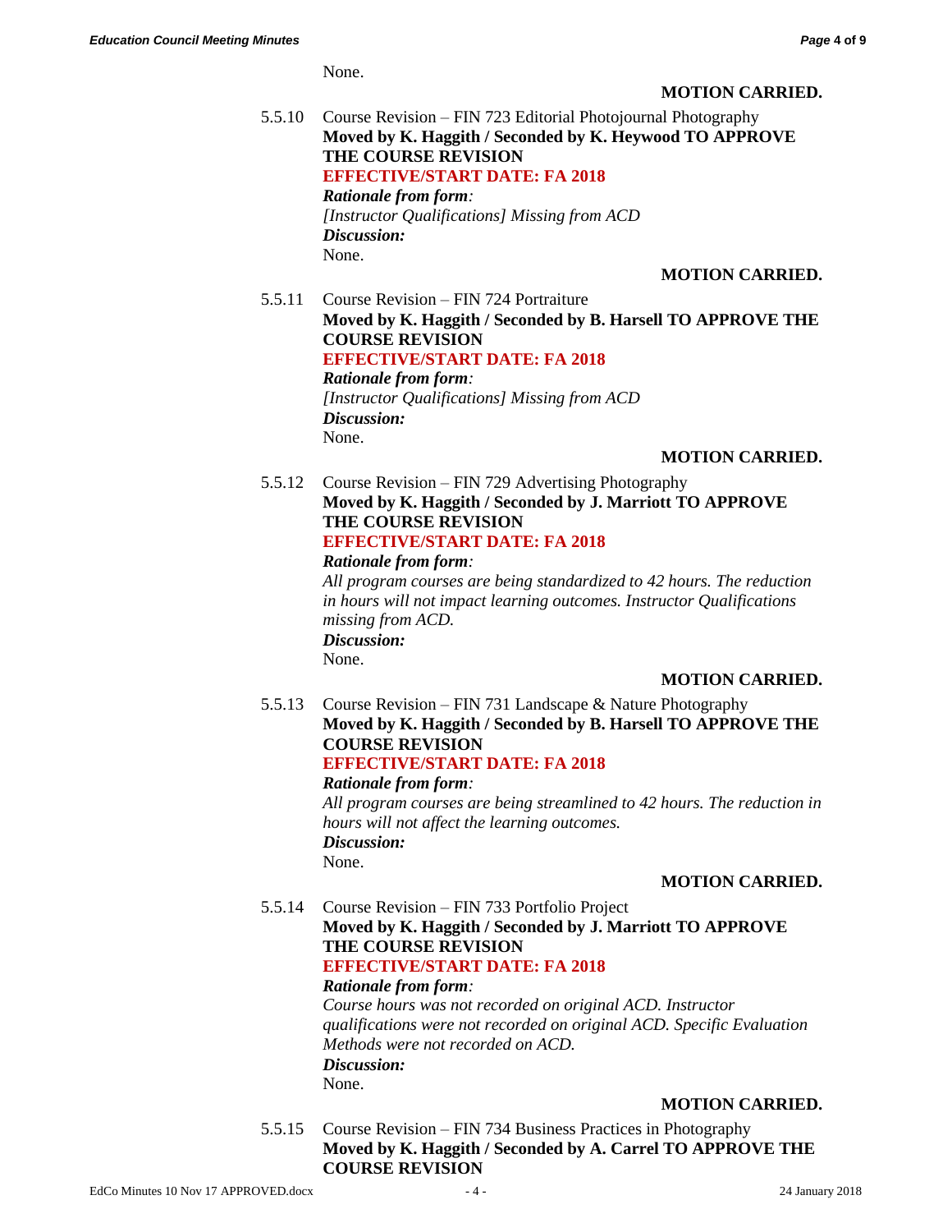None.

**MOTION CARRIED.**

5.5.10 Course Revision – FIN 723 Editorial Photojournal Photography
**Moved by K. Haggith / Seconded by K. Heywood TO APPROVE THE COURSE REVISION**
**EFFECTIVE/START DATE: FA 2018**
***Rationale from form:***
*[Instructor Qualifications] Missing from ACD*
***Discussion:***
None.

**MOTION CARRIED.**

5.5.11 Course Revision – FIN 724 Portraiture
**Moved by K. Haggith / Seconded by B. Harsell TO APPROVE THE COURSE REVISION**
**EFFECTIVE/START DATE: FA 2018**
***Rationale from form:***
*[Instructor Qualifications] Missing from ACD*
***Discussion:***
None.

**MOTION CARRIED.**

5.5.12 Course Revision – FIN 729 Advertising Photography
**Moved by K. Haggith / Seconded by J. Marriott TO APPROVE THE COURSE REVISION**
**EFFECTIVE/START DATE: FA 2018**
***Rationale from form:***
*All program courses are being standardized to 42 hours. The reduction in hours will not impact learning outcomes. Instructor Qualifications missing from ACD.*
***Discussion:***
None.

**MOTION CARRIED.**

5.5.13 Course Revision – FIN 731 Landscape & Nature Photography
**Moved by K. Haggith / Seconded by B. Harsell TO APPROVE THE COURSE REVISION**
**EFFECTIVE/START DATE: FA 2018**
***Rationale from form:***
*All program courses are being streamlined to 42 hours. The reduction in hours will not affect the learning outcomes.*
***Discussion:***
None.

**MOTION CARRIED.**

5.5.14 Course Revision – FIN 733 Portfolio Project
**Moved by K. Haggith / Seconded by J. Marriott TO APPROVE THE COURSE REVISION**
**EFFECTIVE/START DATE: FA 2018**
***Rationale from form:***
*Course hours was not recorded on original ACD. Instructor qualifications were not recorded on original ACD. Specific Evaluation Methods were not recorded on ACD.*
***Discussion:***
None.

**MOTION CARRIED.**

5.5.15 Course Revision – FIN 734 Business Practices in Photography
**Moved by K. Haggith / Seconded by A. Carrel TO APPROVE THE COURSE REVISION**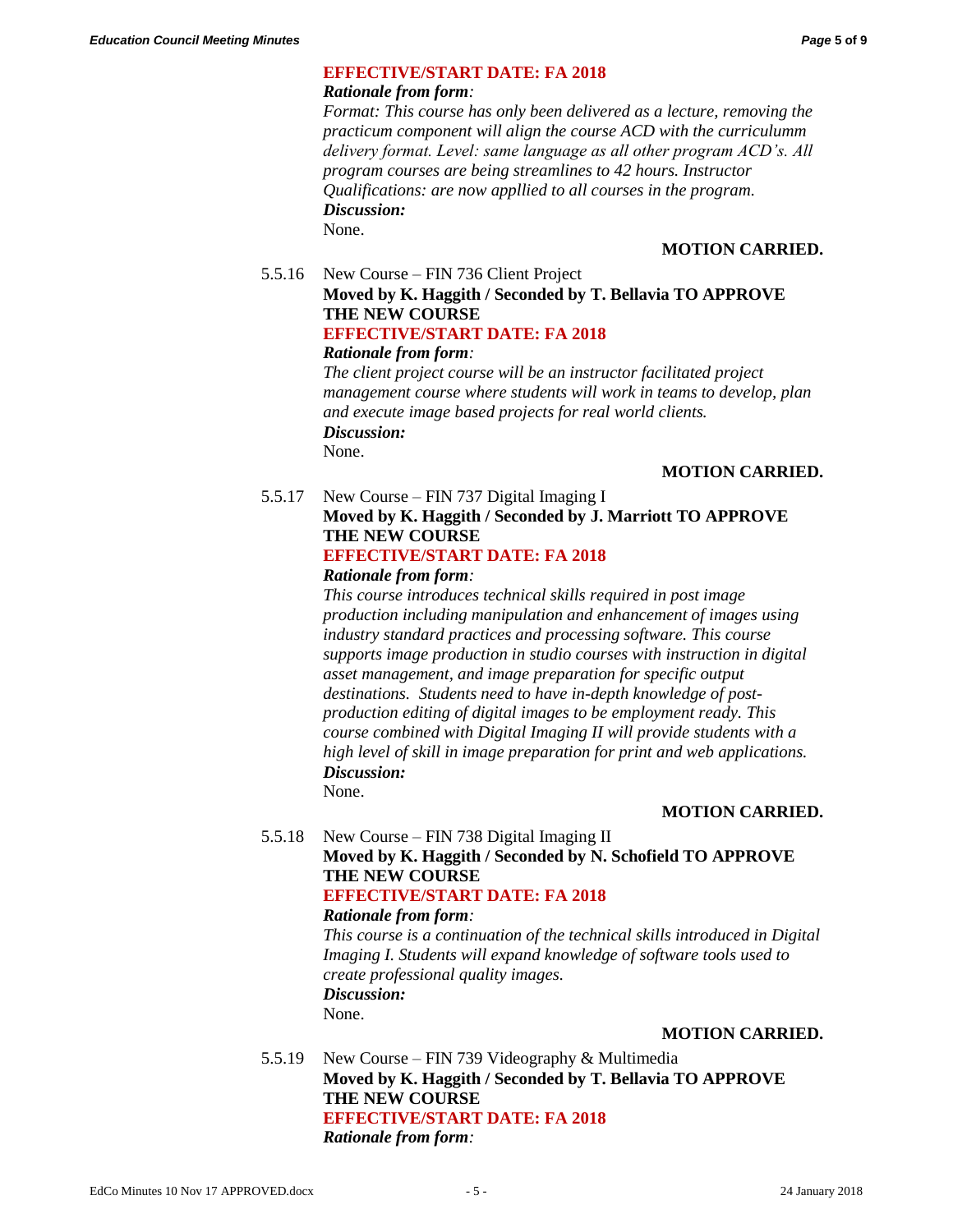**EFFECTIVE/START DATE: FA 2018**

***Rationale from form*:**

*Format: This course has only been delivered as a lecture, removing the practicum component will align the course ACD with the curriculumm delivery format. Level: same language as all other program ACD's. All program courses are being streamlines to 42 hours. Instructor Qualifications: are now appllied to all courses in the program.*

***Discussion:***

None.

**MOTION CARRIED.**

5.5.16 New Course – FIN 736 Client Project

**Moved by K. Haggith / Seconded by T. Bellavia TO APPROVE THE NEW COURSE**

**EFFECTIVE/START DATE: FA 2018**

***Rationale from form*:**

*The client project course will be an instructor facilitated project management course where students will work in teams to develop, plan and execute image based projects for real world clients.*

***Discussion:***

None.

**MOTION CARRIED.**

5.5.17 New Course – FIN 737 Digital Imaging I

**Moved by K. Haggith / Seconded by J. Marriott TO APPROVE THE NEW COURSE**

**EFFECTIVE/START DATE: FA 2018**

***Rationale from form*:**

*This course introduces technical skills required in post image production including manipulation and enhancement of images using industry standard practices and processing software. This course supports image production in studio courses with instruction in digital asset management, and image preparation for specific output destinations. Students need to have in-depth knowledge of post-production editing of digital images to be employment ready. This course combined with Digital Imaging II will provide students with a high level of skill in image preparation for print and web applications.*

***Discussion:***

None.

**MOTION CARRIED.**

5.5.18 New Course – FIN 738 Digital Imaging II

**Moved by K. Haggith / Seconded by N. Schofield TO APPROVE THE NEW COURSE**

**EFFECTIVE/START DATE: FA 2018**

***Rationale from form*:**

*This course is a continuation of the technical skills introduced in Digital Imaging I. Students will expand knowledge of software tools used to create professional quality images.*

***Discussion:***

None.

**MOTION CARRIED.**

5.5.19 New Course – FIN 739 Videography & Multimedia

**Moved by K. Haggith / Seconded by T. Bellavia TO APPROVE THE NEW COURSE**

**EFFECTIVE/START DATE: FA 2018**

***Rationale from form*:**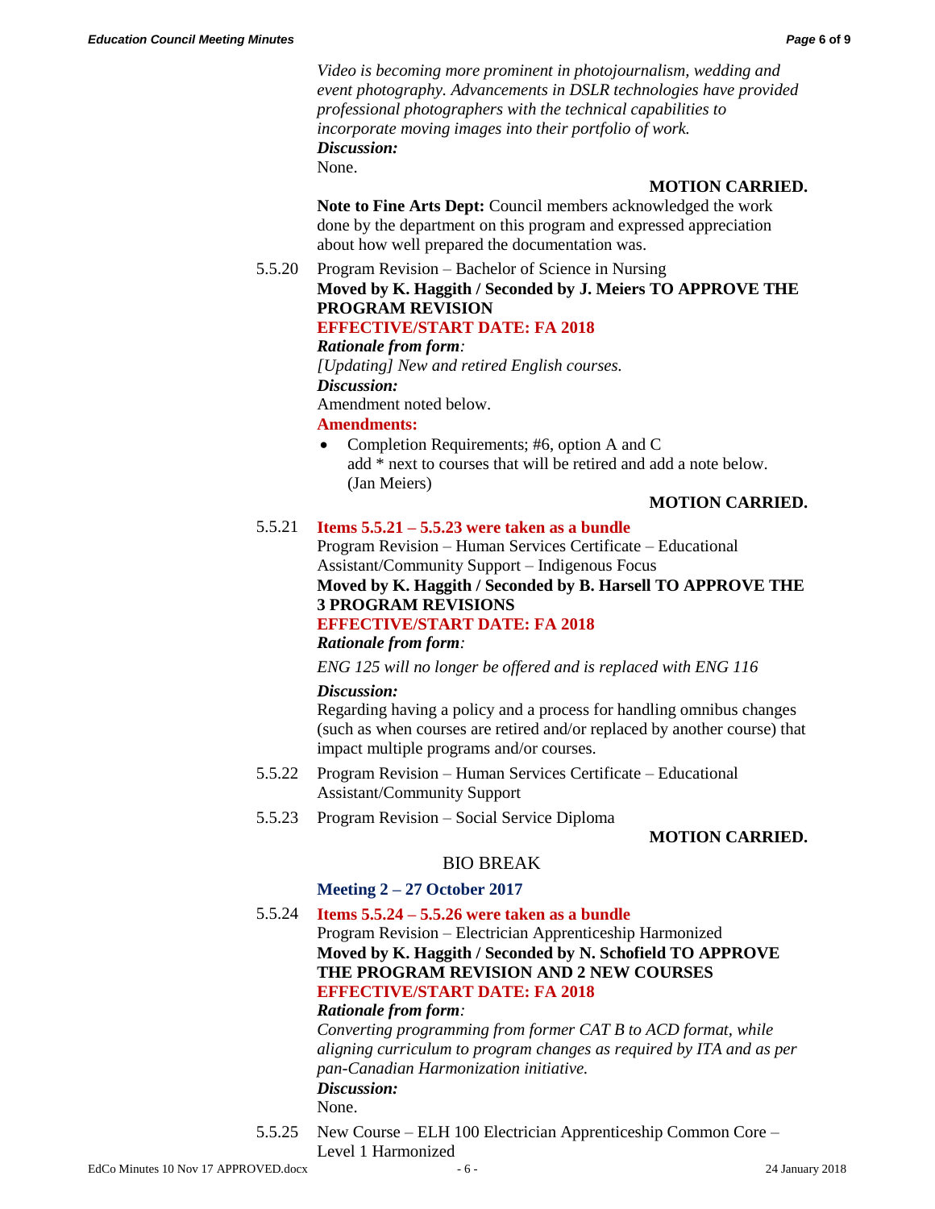*Video is becoming more prominent in photojournalism, wedding and event photography. Advancements in DSLR technologies have provided professional photographers with the technical capabilities to incorporate moving images into their portfolio of work.*

***Discussion:***

None.

**MOTION CARRIED.**

**Note to Fine Arts Dept:** Council members acknowledged the work done by the department on this program and expressed appreciation about how well prepared the documentation was.

5.5.20 Program Revision – Bachelor of Science in Nursing

**Moved by K. Haggith / Seconded by J. Meiers TO APPROVE THE PROGRAM REVISION**

**EFFECTIVE/START DATE: FA 2018**

***Rationale from form:***

*[Updating] New and retired English courses.*

***Discussion:***

Amendment noted below.

**Amendments:**

- Completion Requirements; #6, option A and C add * next to courses that will be retired and add a note below. (Jan Meiers)

**MOTION CARRIED.**

5.5.21 **Items 5.5.21 – 5.5.23 were taken as a bundle**

Program Revision – Human Services Certificate – Educational Assistant/Community Support – Indigenous Focus

**Moved by K. Haggith / Seconded by B. Harsell TO APPROVE THE 3 PROGRAM REVISIONS**

**EFFECTIVE/START DATE: FA 2018**

***Rationale from form:***

*ENG 125 will no longer be offered and is replaced with ENG 116*

***Discussion:***

Regarding having a policy and a process for handling omnibus changes (such as when courses are retired and/or replaced by another course) that impact multiple programs and/or courses.

5.5.22 Program Revision – Human Services Certificate – Educational Assistant/Community Support

5.5.23 Program Revision – Social Service Diploma

**MOTION CARRIED.**

BIO BREAK

**Meeting 2 – 27 October 2017**

5.5.24 **Items 5.5.24 – 5.5.26 were taken as a bundle**

Program Revision – Electrician Apprenticeship Harmonized

**Moved by K. Haggith / Seconded by N. Schofield TO APPROVE THE PROGRAM REVISION AND 2 NEW COURSES**

**EFFECTIVE/START DATE: FA 2018**

***Rationale from form:***

*Converting programming from former CAT B to ACD format, while aligning curriculum to program changes as required by ITA and as per pan-Canadian Harmonization initiative.*

***Discussion:***

None.

5.5.25 New Course – ELH 100 Electrician Apprenticeship Common Core – Level 1 Harmonized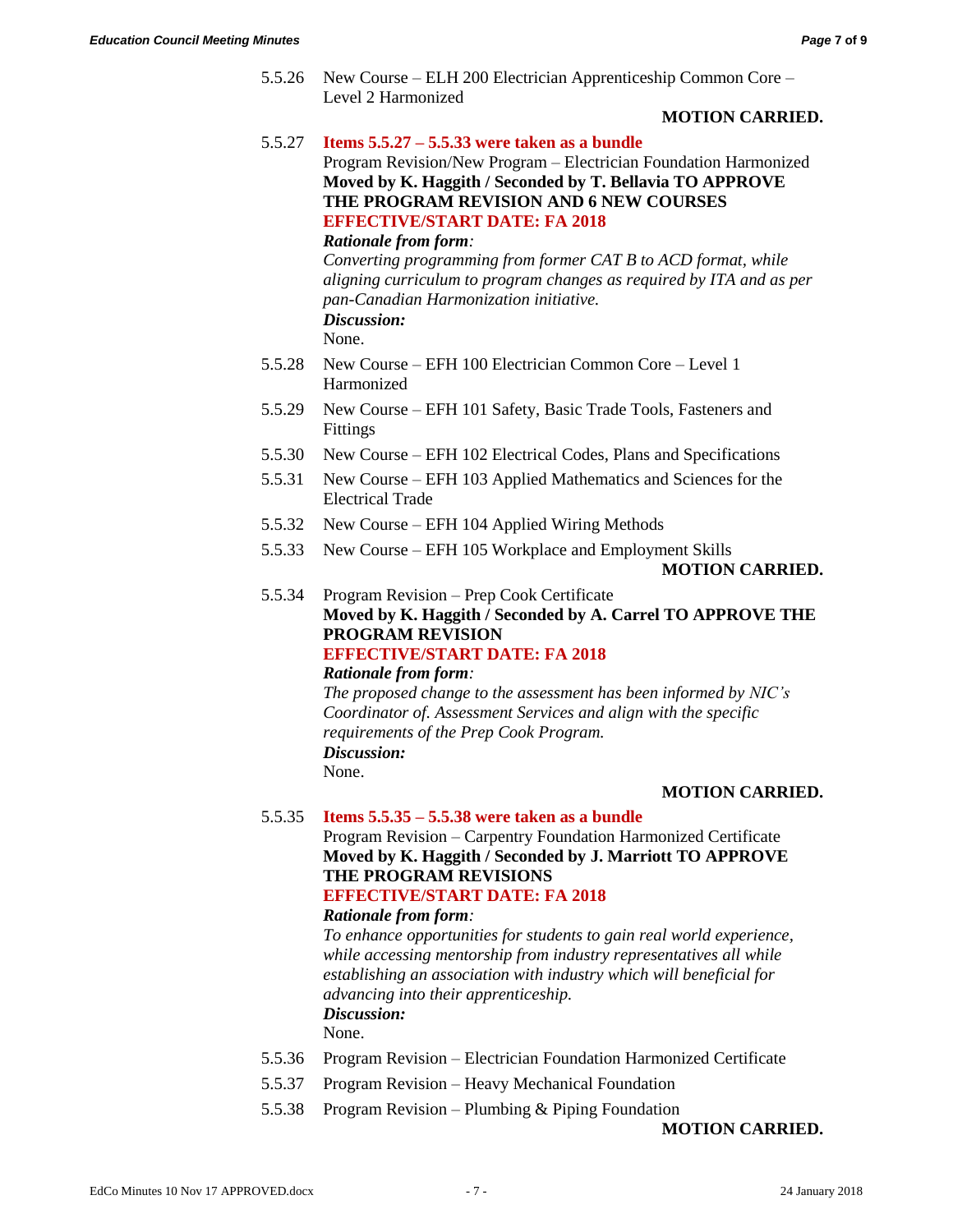5.5.26 New Course – ELH 200 Electrician Apprenticeship Common Core – Level 2 Harmonized

**MOTION CARRIED.**

5.5.27 **Items 5.5.27 – 5.5.33 were taken as a bundle**

Program Revision/New Program – Electrician Foundation Harmonized

**Moved by K. Haggith / Seconded by T. Bellavia TO APPROVE THE PROGRAM REVISION AND 6 NEW COURSES**

**EFFECTIVE/START DATE: FA 2018**

***Rationale from form:***

*Converting programming from former CAT B to ACD format, while aligning curriculum to program changes as required by ITA and as per pan-Canadian Harmonization initiative.*

***Discussion:***

None.

5.5.28 New Course – EFH 100 Electrician Common Core – Level 1 Harmonized

5.5.29 New Course – EFH 101 Safety, Basic Trade Tools, Fasteners and Fittings

5.5.30 New Course – EFH 102 Electrical Codes, Plans and Specifications

5.5.31 New Course – EFH 103 Applied Mathematics and Sciences for the Electrical Trade

5.5.32 New Course – EFH 104 Applied Wiring Methods

5.5.33 New Course – EFH 105 Workplace and Employment Skills

**MOTION CARRIED.**

5.5.34 Program Revision – Prep Cook Certificate

**Moved by K. Haggith / Seconded by A. Carrel TO APPROVE THE PROGRAM REVISION**

**EFFECTIVE/START DATE: FA 2018**

***Rationale from form:***

*The proposed change to the assessment has been informed by NIC's Coordinator of. Assessment Services and align with the specific requirements of the Prep Cook Program.*

***Discussion:***

None.

**MOTION CARRIED.**

5.5.35 **Items 5.5.35 – 5.5.38 were taken as a bundle**

Program Revision – Carpentry Foundation Harmonized Certificate

**Moved by K. Haggith / Seconded by J. Marriott TO APPROVE THE PROGRAM REVISIONS**

**EFFECTIVE/START DATE: FA 2018**

***Rationale from form:***

*To enhance opportunities for students to gain real world experience, while accessing mentorship from industry representatives all while establishing an association with industry which will beneficial for advancing into their apprenticeship.*

***Discussion:***

None.

5.5.36 Program Revision – Electrician Foundation Harmonized Certificate

5.5.37 Program Revision – Heavy Mechanical Foundation

5.5.38 Program Revision – Plumbing & Piping Foundation

**MOTION CARRIED.**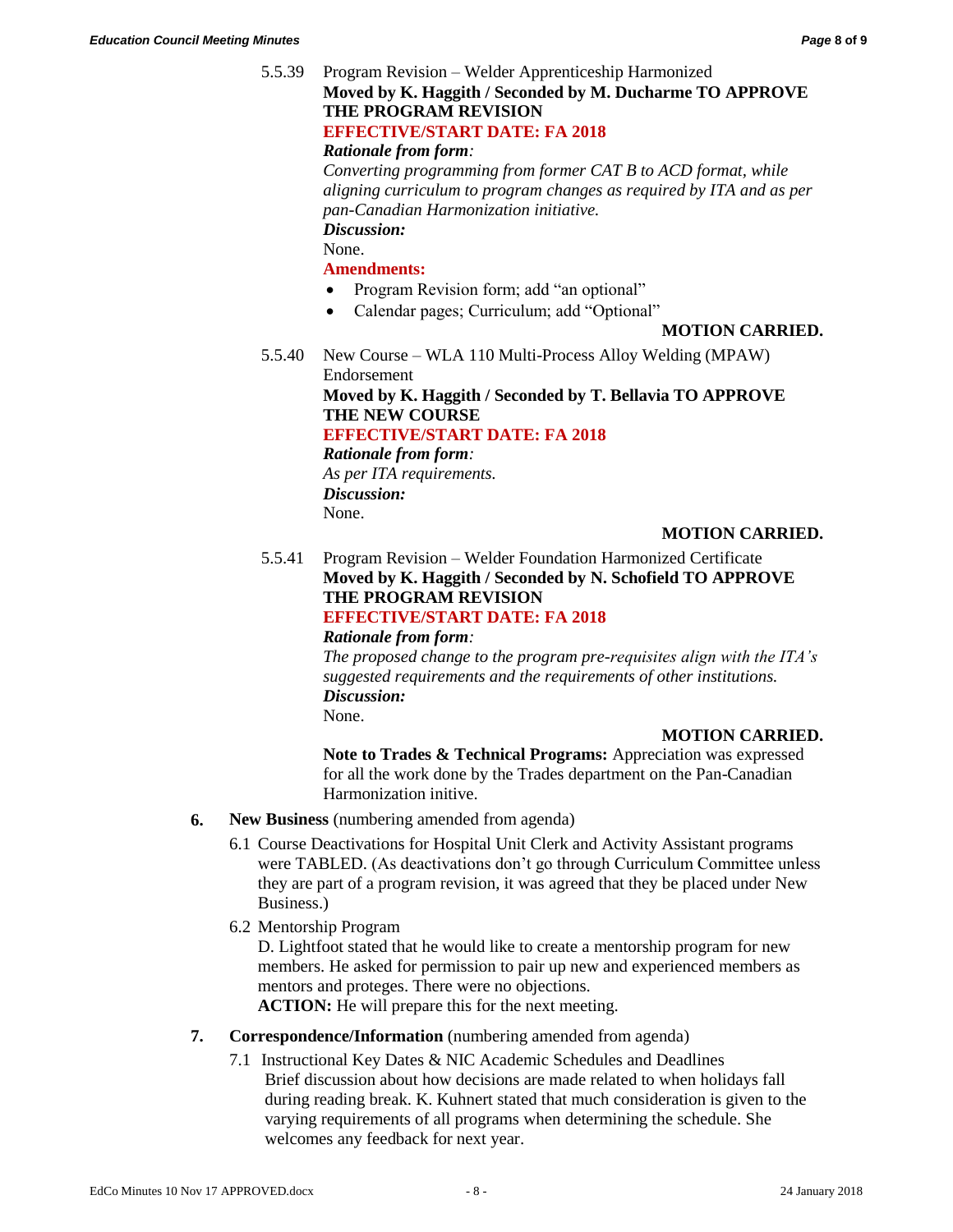5.5.39 Program Revision – Welder Apprenticeship Harmonized
**Moved by K. Haggith / Seconded by M. Ducharme TO APPROVE THE PROGRAM REVISION**
**EFFECTIVE/START DATE: FA 2018**
***Rationale from form:***
*Converting programming from former CAT B to ACD format, while aligning curriculum to program changes as required by ITA and as per pan-Canadian Harmonization initiative.*
***Discussion:***
None.
**Amendments:**

- Program Revision form; add "an optional"
- Calendar pages; Curriculum; add "Optional"

**MOTION CARRIED.**

5.5.40 New Course – WLA 110 Multi-Process Alloy Welding (MPAW) Endorsement
**Moved by K. Haggith / Seconded by T. Bellavia TO APPROVE THE NEW COURSE**
**EFFECTIVE/START DATE: FA 2018**
***Rationale from form:***
*As per ITA requirements.*
***Discussion:***
None.

**MOTION CARRIED.**

5.5.41 Program Revision – Welder Foundation Harmonized Certificate
**Moved by K. Haggith / Seconded by N. Schofield TO APPROVE THE PROGRAM REVISION**
**EFFECTIVE/START DATE: FA 2018**
***Rationale from form:***
*The proposed change to the program pre-requisites align with the ITA's suggested requirements and the requirements of other institutions.*
***Discussion:***
None.

**MOTION CARRIED.**

**Note to Trades & Technical Programs:** Appreciation was expressed for all the work done by the Trades department on the Pan-Canadian Harmonization initive.

**6. New Business** (numbering amended from agenda)

6.1 Course Deactivations for Hospital Unit Clerk and Activity Assistant programs were TABLED. (As deactivations don't go through Curriculum Committee unless they are part of a program revision, it was agreed that they be placed under New Business.)

6.2 Mentorship Program
D. Lightfoot stated that he would like to create a mentorship program for new members. He asked for permission to pair up new and experienced members as mentors and proteges. There were no objections.
**ACTION:** He will prepare this for the next meeting.

**7. Correspondence/Information** (numbering amended from agenda)

7.1 Instructional Key Dates & NIC Academic Schedules and Deadlines
Brief discussion about how decisions are made related to when holidays fall during reading break. K. Kuhnert stated that much consideration is given to the varying requirements of all programs when determining the schedule. She welcomes any feedback for next year.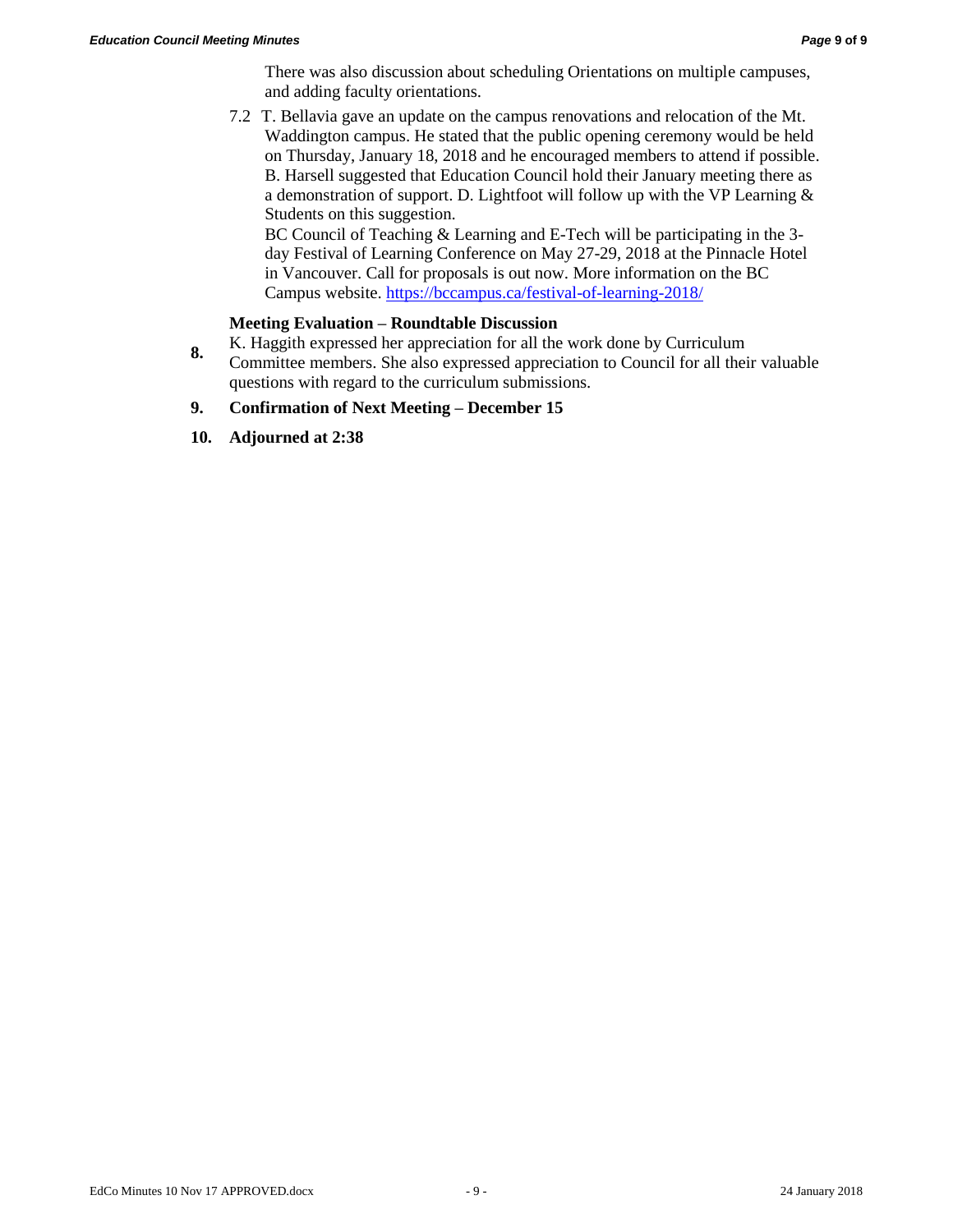There was also discussion about scheduling Orientations on multiple campuses, and adding faculty orientations.

7.2 T. Bellavia gave an update on the campus renovations and relocation of the Mt. Waddington campus. He stated that the public opening ceremony would be held on Thursday, January 18, 2018 and he encouraged members to attend if possible. B. Harsell suggested that Education Council hold their January meeting there as a demonstration of support. D. Lightfoot will follow up with the VP Learning & Students on this suggestion.
BC Council of Teaching & Learning and E-Tech will be participating in the 3-day Festival of Learning Conference on May 27-29, 2018 at the Pinnacle Hotel in Vancouver. Call for proposals is out now. More information on the BC Campus website. https://bccampus.ca/festival-of-learning-2018/

**8. Meeting Evaluation – Roundtable Discussion**

K. Haggith expressed her appreciation for all the work done by Curriculum Committee members. She also expressed appreciation to Council for all their valuable questions with regard to the curriculum submissions.

**9. Confirmation of Next Meeting – December 15**

**10. Adjourned at 2:38**